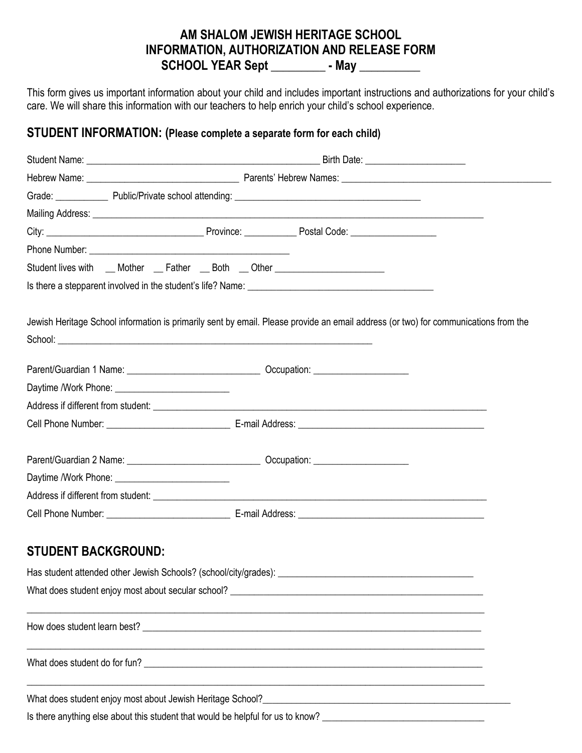# AM SHALOM JEWISH HERITAGE SCHOOL
# INFORMATION, AUTHORIZATION AND RELEASE FORM
# SCHOOL YEAR Sept _________ - May __________

This form gives us important information about your child and includes important instructions and authorizations for your child's care. We will share this information with our teachers to help enrich your child's school experience.

## STUDENT INFORMATION: (Please complete a separate form for each child)

Student Name: ________________________________________________ Birth Date: _____________________

Hebrew Name: _______________________________ Parents' Hebrew Names: ____________________________________________

Grade: ___________ Public/Private school attending: ______________________________________

Mailing Address: _________________________________________________________________________________

City: ________________________________ Province: __________ Postal Code: _________________

Phone Number: __________________________________________

Student lives with __ Mother __ Father __ Both __ Other ______________________

Is there a stepparent involved in the student's life? Name: ______________________________________

Jewish Heritage School information is primarily sent by email. Please provide an email address (or two) for communications from the School: ____________________________________________________________________

Parent/Guardian 1 Name: ___________________________ Occupation: ___________________

Daytime /Work Phone: ________________________

Address if different from student: _____________________________________________________________________

Cell Phone Number: _________________________ E-mail Address: ______________________________________

Parent/Guardian 2 Name: ___________________________ Occupation: ___________________

Daytime /Work Phone: ________________________

Address if different from student: _____________________________________________________________________

Cell Phone Number: _________________________ E-mail Address: ______________________________________

## STUDENT BACKGROUND:

Has student attended other Jewish Schools? (school/city/grades): ________________________________________

What does student enjoy most about secular school? _____________________________________________________

_____________________________________________________________________________________________

How does student learn best? ________________________________________________________________________

_____________________________________________________________________________________________

What does student do for fun? _______________________________________________________________________

_____________________________________________________________________________________________

What does student enjoy most about Jewish Heritage School?_________________________________________________

Is there anything else about this student that would be helpful for us to know? ___________________________________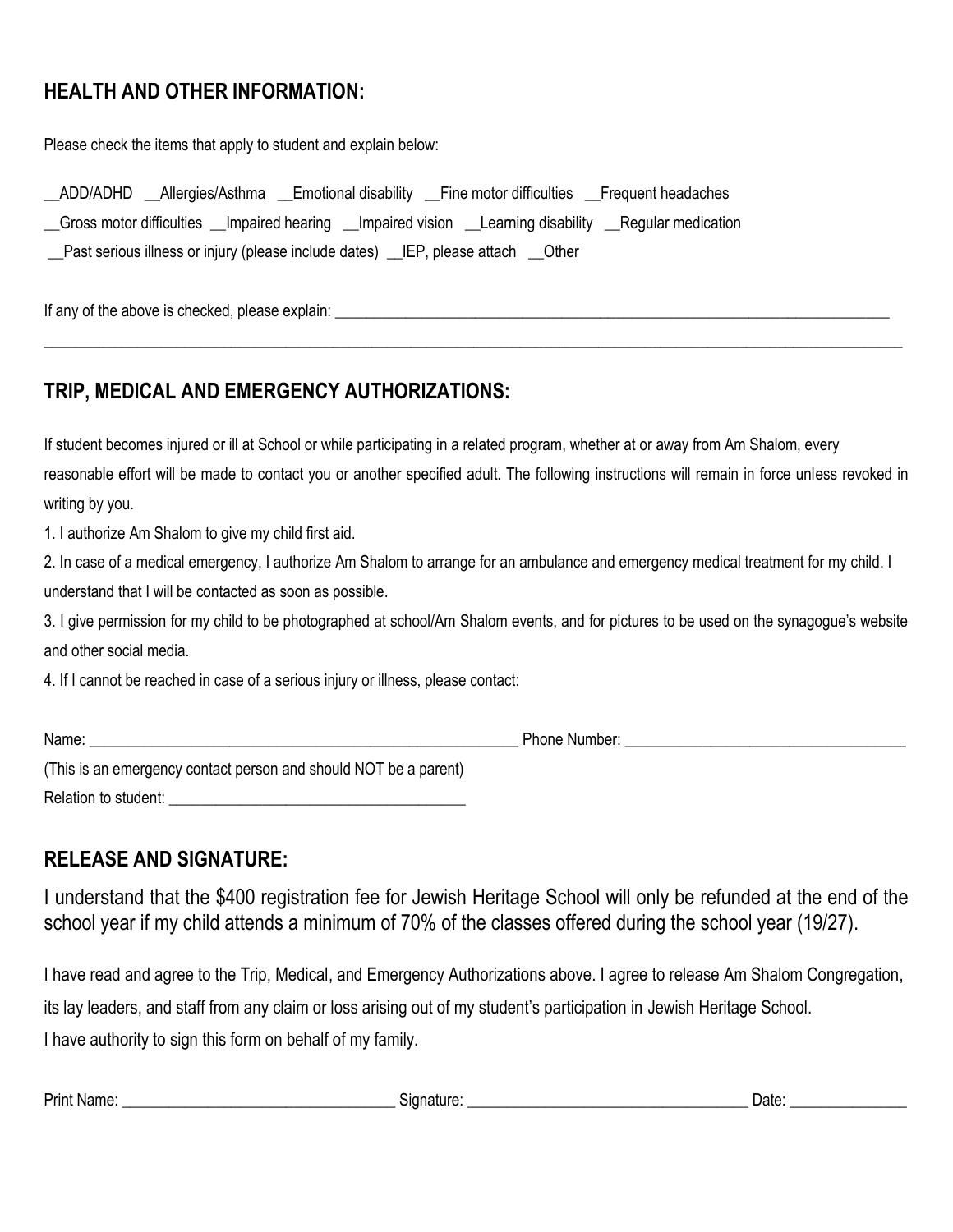## HEALTH AND OTHER INFORMATION:

Please check the items that apply to student and explain below:

__ADD/ADHD __Allergies/Asthma __Emotional disability __Fine motor difficulties __Frequent headaches

__Gross motor difficulties __Impaired hearing __Impaired vision __Learning disability __Regular medication

__Past serious illness or injury (please include dates) __IEP, please attach __Other

If any of the above is checked, please explain: ____________________________________________________________________________

______________________________________________________________________________________________________________

## TRIP, MEDICAL AND EMERGENCY AUTHORIZATIONS:

If student becomes injured or ill at School or while participating in a related program, whether at or away from Am Shalom, every reasonable effort will be made to contact you or another specified adult. The following instructions will remain in force unless revoked in writing by you.

1. I authorize Am Shalom to give my child first aid.
2. In case of a medical emergency, I authorize Am Shalom to arrange for an ambulance and emergency medical treatment for my child. I understand that I will be contacted as soon as possible.
3. I give permission for my child to be photographed at school/Am Shalom events, and for pictures to be used on the synagogue's website and other social media.
4. If I cannot be reached in case of a serious injury or illness, please contact:

Name: __________________________________________________________ Phone Number: ____________________________________

(This is an emergency contact person and should NOT be a parent)

Relation to student: ______________________________________

## RELEASE AND SIGNATURE:

I understand that the $400 registration fee for Jewish Heritage School will only be refunded at the end of the school year if my child attends a minimum of 70% of the classes offered during the school year (19/27).

I have read and agree to the Trip, Medical, and Emergency Authorizations above. I agree to release Am Shalom Congregation, its lay leaders, and staff from any claim or loss arising out of my student's participation in Jewish Heritage School.

I have authority to sign this form on behalf of my family.

Print Name: ___________________________________ Signature: ____________________________________ Date: _______________